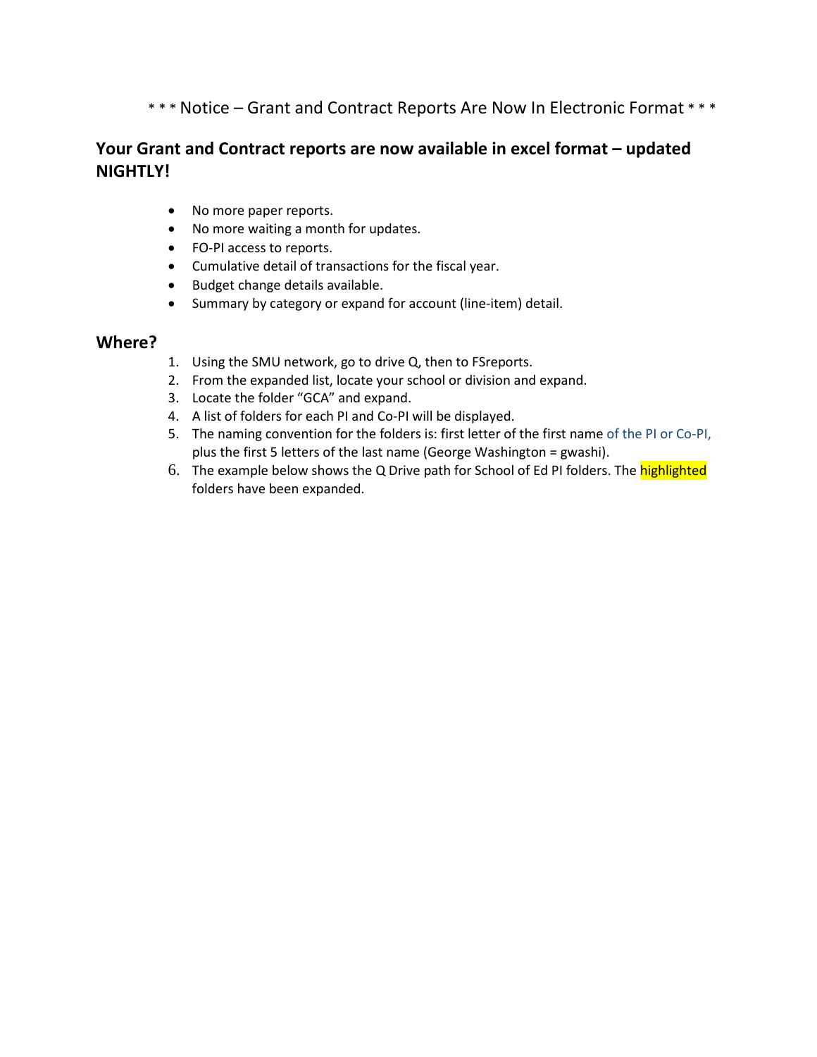\* \* \* Notice – Grant and Contract Reports Are Now In Electronic Format \* \* \*

## Your Grant and Contract reports are now available in excel format – updated NIGHTLY!

- No more paper reports.
- No more waiting a month for updates.
- FO-PI access to reports.
- Cumulative detail of transactions for the fiscal year.
- Budget change details available.
- Summary by category or expand for account (line-item) detail.

## Where?

1. Using the SMU network, go to drive Q, then to FSreports.
2. From the expanded list, locate your school or division and expand.
3. Locate the folder "GCA" and expand.
4. A list of folders for each PI and Co-PI will be displayed.
5. The naming convention for the folders is: first letter of the first name of the PI or Co-PI, plus the first 5 letters of the last name (George Washington = gwashi).
6. The example below shows the Q Drive path for School of Ed PI folders. The highlighted folders have been expanded.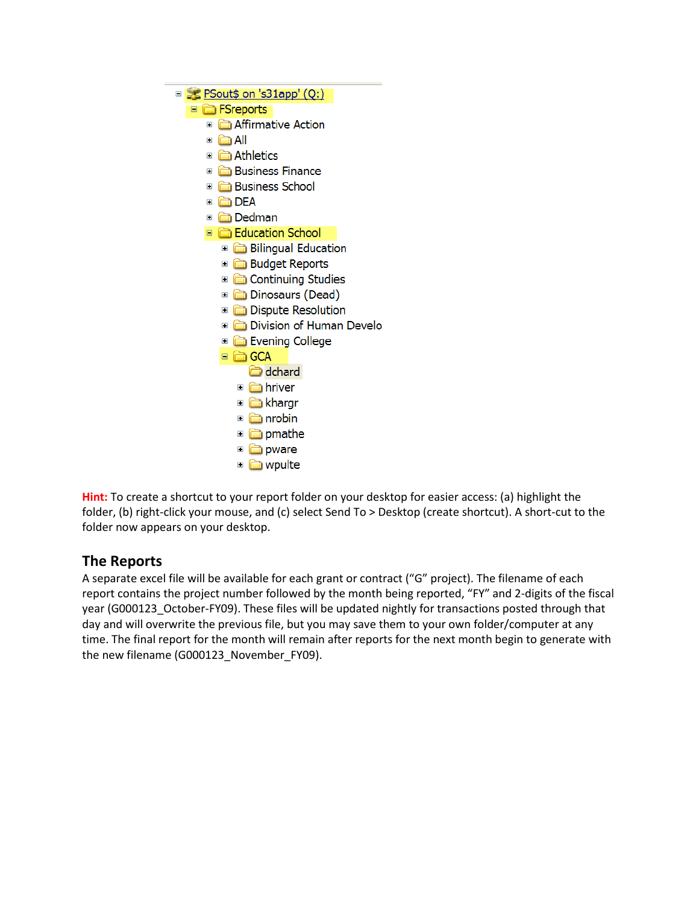- PSout$ on 's31app' (Q:)
  - FSreports
    - Affirmative Action
    - All
    - Athletics
    - Business Finance
    - Business School
    - DEA
    - Dedman
    - Education School
      - Bilingual Education
      - Budget Reports
      - Continuing Studies
      - Dinosaurs (Dead)
      - Dispute Resolution
      - Division of Human Develo
      - Evening College
      - GCA
        - dchard
        - hriver
        - khargr
        - nrobin
        - pmathe
        - pware
        - wpulte

**Hint:** To create a shortcut to your report folder on your desktop for easier access: (a) highlight the folder, (b) right-click your mouse, and (c) select Send To > Desktop (create shortcut). A short-cut to the folder now appears on your desktop.

## The Reports

A separate excel file will be available for each grant or contract ("G" project). The filename of each report contains the project number followed by the month being reported, "FY" and 2-digits of the fiscal year (G000123_October-FY09). These files will be updated nightly for transactions posted through that day and will overwrite the previous file, but you may save them to your own folder/computer at any time. The final report for the month will remain after reports for the next month begin to generate with the new filename (G000123_November_FY09).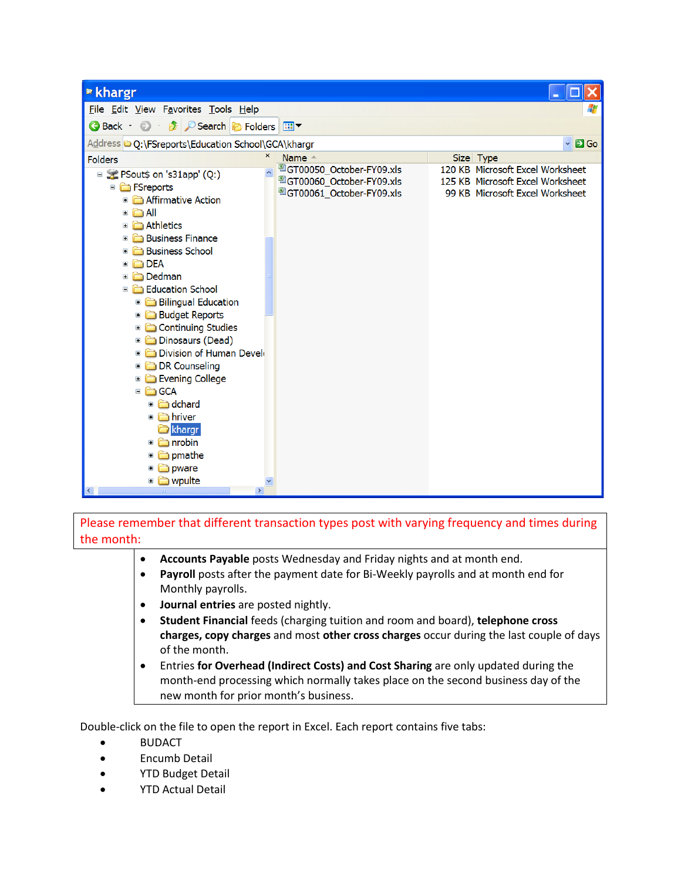Please remember that different transaction types post with varying frequency and times during the month:

- **Accounts Payable** posts Wednesday and Friday nights and at month end.
- **Payroll** posts after the payment date for Bi-Weekly payrolls and at month end for Monthly payrolls.
- **Journal entries** are posted nightly.
- **Student Financial** feeds (charging tuition and room and board), **telephone cross charges, copy charges** and most **other cross charges** occur during the last couple of days of the month.
- Entries **for Overhead (Indirect Costs) and Cost Sharing** are only updated during the month-end processing which normally takes place on the second business day of the new month for prior month's business.

Double-click on the file to open the report in Excel. Each report contains five tabs:

- BUDACT
- Encumb Detail
- YTD Budget Detail
- YTD Actual Detail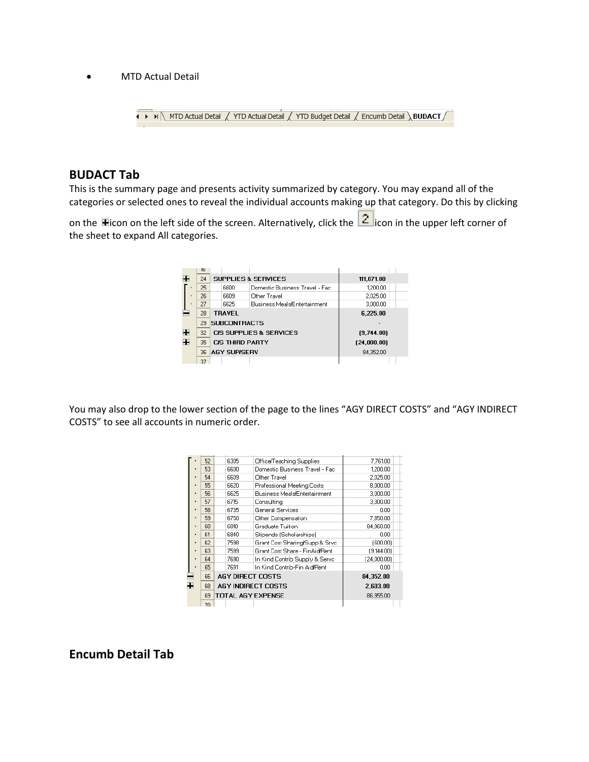- MTD Actual Detail

| MTD Actual Detail | YTD Actual Detail | YTD Budget Detail | Encumb Detail | BUDACT |
|---|---|---|---|---|

## BUDACT Tab

This is the summary page and presents activity summarized by category. You may expand all of the categories or selected ones to reveal the individual accounts making up that category. Do this by clicking on the + icon on the left side of the screen. Alternatively, click the 2 icon in the upper left corner of the sheet to expand All categories.

| Row | Account | Description | Amount |
|---|---|---|---|
| 24 | SUPPLIES & SERVICES | | 111,071.00 |
| 25 | 6600 | Domestic Business Travel - Fac | 1,200.00 |
| 26 | 6609 | Other Travel | 2,025.00 |
| 27 | 6625 | Business Meals/Entertainment | 3,000.00 |
| 28 | TRAVEL | | 6,225.00 |
| 29 | SUBCONTRACTS | | - |
| 32 | C/S SUPPLIES & SERVICES | | (9,744.00) |
| 35 | C/S THIRD PARTY | | (24,000.00) |
| 36 | AGY SUP/SERV | | 84,352.00 |

You may also drop to the lower section of the page to the lines "AGY DIRECT COSTS" and "AGY INDIRECT COSTS" to see all accounts in numeric order.

| Row | Account | Description | Amount |
|---|---|---|---|
| 52 | 6305 | Office/Teaching Supplies | 7,761.00 |
| 53 | 6600 | Domestic Business Travel - Fac | 1,200.00 |
| 54 | 6609 | Other Travel | 2,025.00 |
| 55 | 6620 | Professional Meeting Costs | 8,000.00 |
| 56 | 6625 | Business Meals/Entertainment | 3,000.00 |
| 57 | 6715 | Consulting | 3,300.00 |
| 58 | 6735 | General Services | 0.00 |
| 59 | 6750 | Other Compensation | 7,850.00 |
| 60 | 6810 | Graduate Tuition | 84,960.00 |
| 61 | 6840 | Stipends (Scholarships) | 0.00 |
| 62 | 7598 | Grant Cost Sharing/Supp & Srvc | (600.00) |
| 63 | 7599 | Grant Cost Share - FinAid/Rent | (9,144.00) |
| 64 | 7690 | In Kind Contrib Supply & Servc | (24,000.00) |
| 65 | 7691 | In Kind Contrib-Fin Aid/Rent | 0.00 |
| 66 | AGY DIRECT COSTS | | 84,352.00 |
| 68 | AGY INDIRECT COSTS | | 2,603.00 |
| 69 | TOTAL AGY EXPENSE | | 86,955.00 |

## Encumb Detail Tab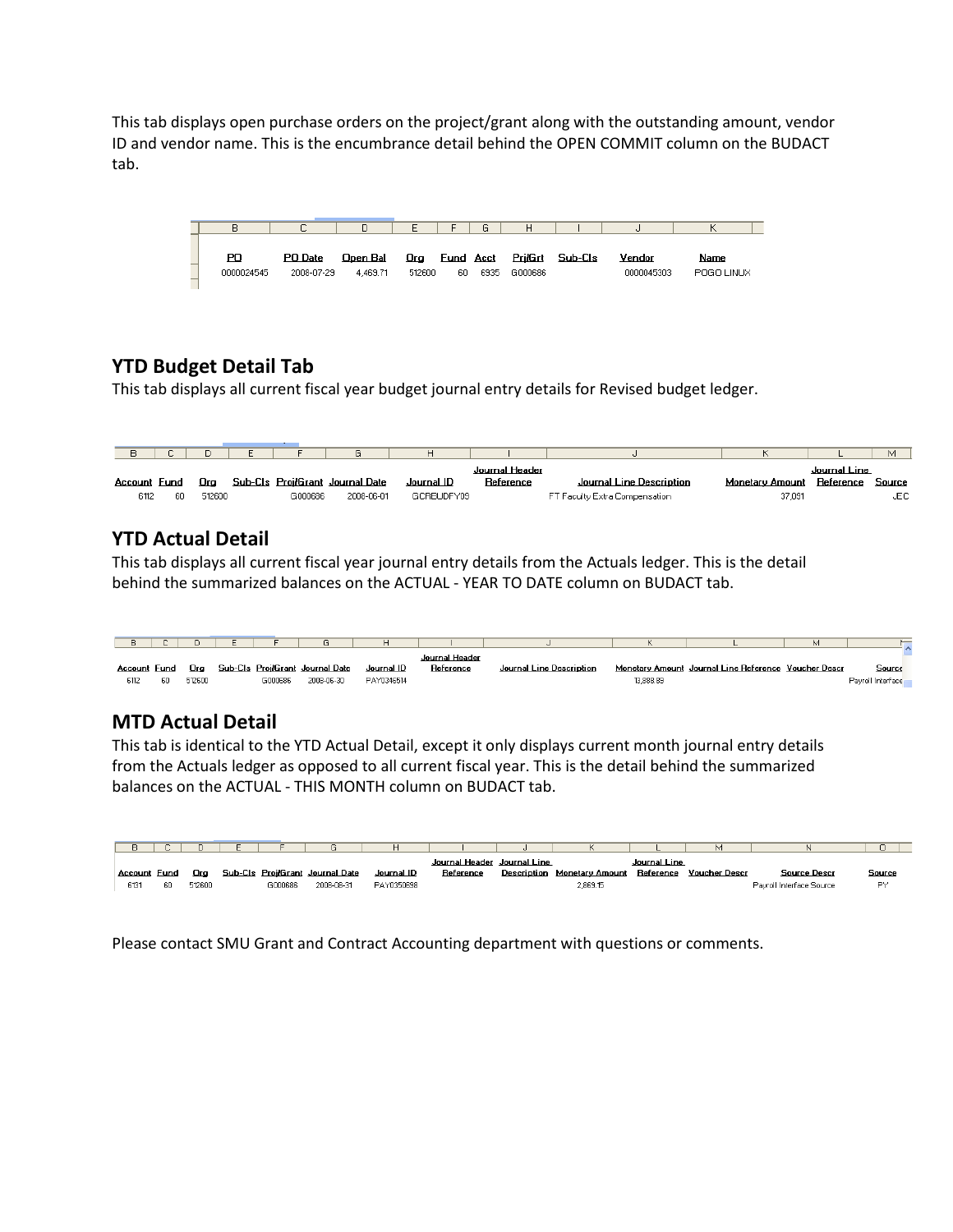This tab displays open purchase orders on the project/grant along with the outstanding amount, vendor ID and vendor name. This is the encumbrance detail behind the OPEN COMMIT column on the BUDACT tab.

| PO | PO Date | Open Bal | Org | Fund | Acct | PrjGrt | Sub-Cls | Vendor | Name |
|---|---|---|---|---|---|---|---|---|---|
| 0000024545 | 2008-07-29 | 4,469.71 | 512600 | 60 | 6935 | G000686 | | 0000045303 | POGO LINUX |

## YTD Budget Detail Tab

This tab displays all current fiscal year budget journal entry details for Revised budget ledger.

| Account | Fund | Org | Sub-Cls | Proj/Grant | Journal Date | Journal ID | Journal Header Reference | Journal Line Description | Monetary Amount | Journal Line Reference | Source |
|---|---|---|---|---|---|---|---|---|---|---|---|
| 6112 | 60 | 512600 | | G000686 | 2008-06-01 | GCREUDFY09 | | FT Faculty Extra Compensation | 37,091 | | JEC |

## YTD Actual Detail

This tab displays all current fiscal year journal entry details from the Actuals ledger. This is the detail behind the summarized balances on the ACTUAL - YEAR TO DATE column on BUDACT tab.

| Account | Fund | Org | Sub-Cls | Proj/Grant | Journal Date | Journal ID | Journal Header Reference | Journal Line Description | Monetary Amount | Journal Line Reference | Voucher Descr | Source |
|---|---|---|---|---|---|---|---|---|---|---|---|---|
| 6112 | 60 | 512600 | | G000686 | 2008-06-30 | PAY0346514 | | | 13,869.85 | | | Payroll Interface |

## MTD Actual Detail

This tab is identical to the YTD Actual Detail, except it only displays current month journal entry details from the Actuals ledger as opposed to all current fiscal year. This is the detail behind the summarized balances on the ACTUAL - THIS MONTH column on BUDACT tab.

| Account | Fund | Org | Sub-Cls | Proj/Grant | Journal Date | Journal ID | Journal Header Reference | Journal Line Description | Monetary Amount | Journal Line Reference | Voucher Descr | Source Descr | Source |
|---|---|---|---|---|---|---|---|---|---|---|---|---|---|
| 6131 | 60 | 512600 | | G000686 | 2008-08-31 | PAY0350698 | | | 2,869.15 | | | Payroll Interface Source | PY |

Please contact SMU Grant and Contract Accounting department with questions or comments.